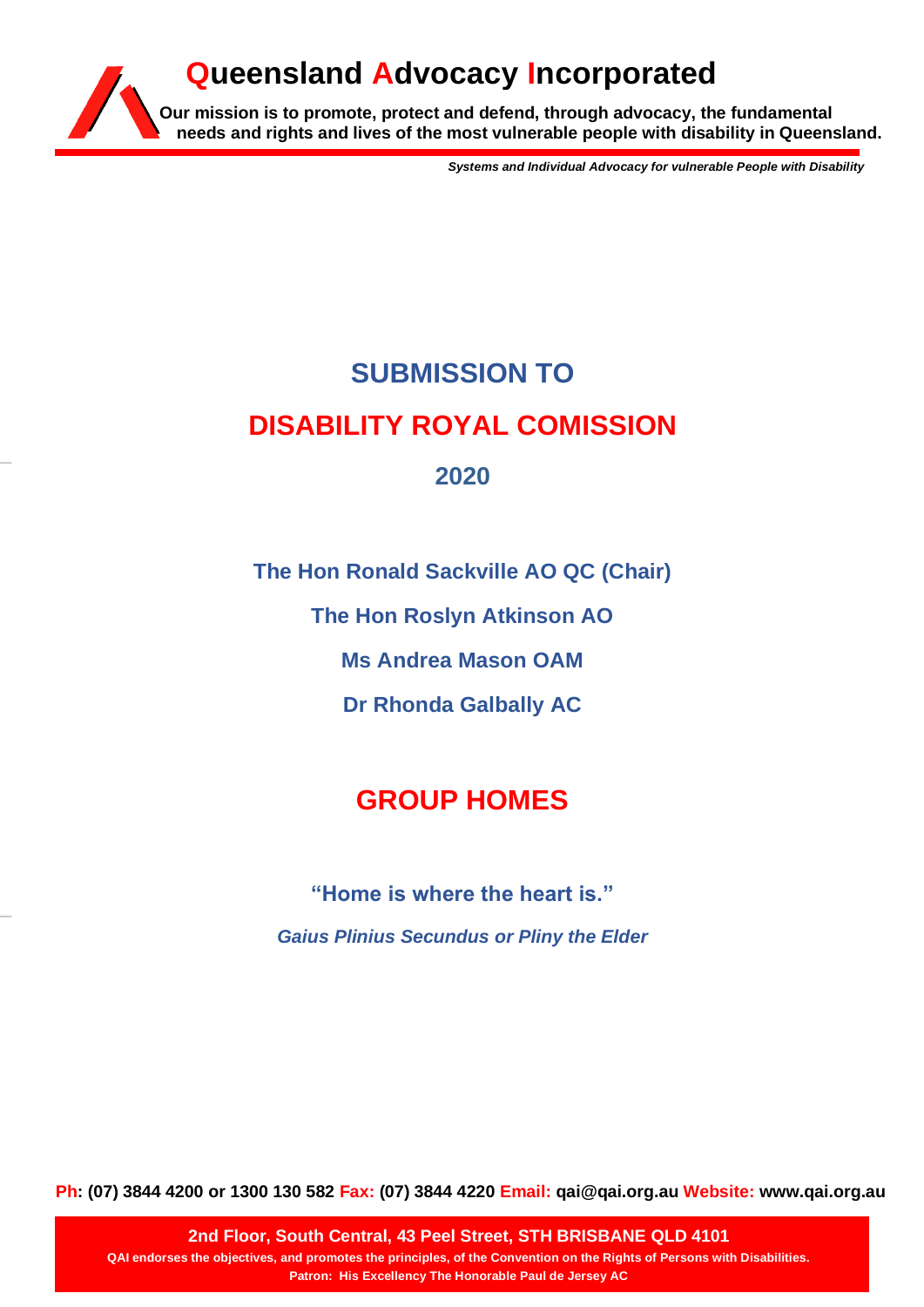# Queensland Advocacy Incorporated

**Our mission is to promote, protect and defend, through advocacy, the fundamental needs and rights and lives of the most vulnerable people with disability in Queensland.**

***Systems and Individual Advocacy for vulnerable People with Disability***

# SUBMISSION TO

# DISABILITY ROYAL COMISSION

## 2020

**The Hon Ronald Sackville AO QC (Chair)**

**The Hon Roslyn Atkinson AO**

**Ms Andrea Mason OAM**

**Dr Rhonda Galbally AC**

# GROUP HOMES

**"Home is where the heart is."**

***Gaius Plinius Secundus or Pliny the Elder***

**Ph: (07) 3844 4200 or 1300 130 582 Fax: (07) 3844 4220 Email: qai@qai.org.au Website: www.qai.org.au**

**2nd Floor, South Central, 43 Peel Street, STH BRISBANE QLD 4101**

**QAI endorses the objectives, and promotes the principles, of the Convention on the Rights of Persons with Disabilities.**

**Patron: His Excellency The Honorable Paul de Jersey AC**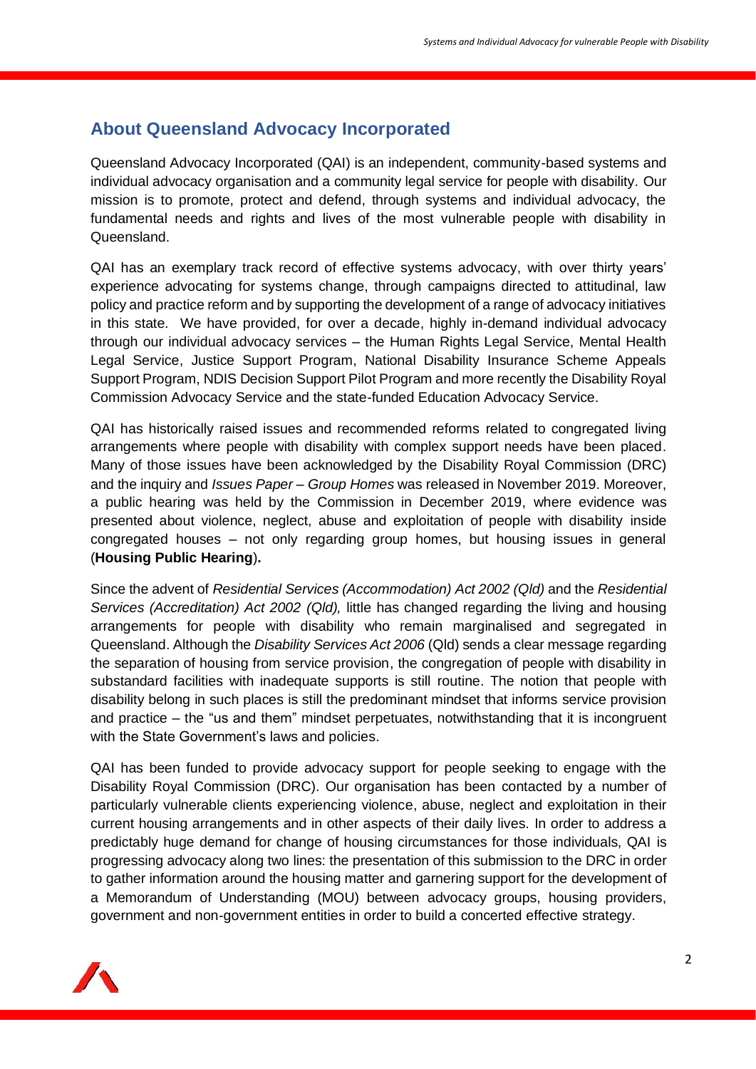## About Queensland Advocacy Incorporated

Queensland Advocacy Incorporated (QAI) is an independent, community-based systems and individual advocacy organisation and a community legal service for people with disability. Our mission is to promote, protect and defend, through systems and individual advocacy, the fundamental needs and rights and lives of the most vulnerable people with disability in Queensland.

QAI has an exemplary track record of effective systems advocacy, with over thirty years' experience advocating for systems change, through campaigns directed to attitudinal, law policy and practice reform and by supporting the development of a range of advocacy initiatives in this state. We have provided, for over a decade, highly in-demand individual advocacy through our individual advocacy services – the Human Rights Legal Service, Mental Health Legal Service, Justice Support Program, National Disability Insurance Scheme Appeals Support Program, NDIS Decision Support Pilot Program and more recently the Disability Royal Commission Advocacy Service and the state-funded Education Advocacy Service.

QAI has historically raised issues and recommended reforms related to congregated living arrangements where people with disability with complex support needs have been placed. Many of those issues have been acknowledged by the Disability Royal Commission (DRC) and the inquiry and *Issues Paper – Group Homes* was released in November 2019. Moreover, a public hearing was held by the Commission in December 2019, where evidence was presented about violence, neglect, abuse and exploitation of people with disability inside congregated houses – not only regarding group homes, but housing issues in general (**Housing Public Hearing**).

Since the advent of *Residential Services (Accommodation) Act 2002 (Qld)* and the *Residential Services (Accreditation) Act 2002 (Qld),* little has changed regarding the living and housing arrangements for people with disability who remain marginalised and segregated in Queensland. Although the *Disability Services Act 2006* (Qld) sends a clear message regarding the separation of housing from service provision, the congregation of people with disability in substandard facilities with inadequate supports is still routine. The notion that people with disability belong in such places is still the predominant mindset that informs service provision and practice – the "us and them" mindset perpetuates, notwithstanding that it is incongruent with the State Government's laws and policies.

QAI has been funded to provide advocacy support for people seeking to engage with the Disability Royal Commission (DRC). Our organisation has been contacted by a number of particularly vulnerable clients experiencing violence, abuse, neglect and exploitation in their current housing arrangements and in other aspects of their daily lives. In order to address a predictably huge demand for change of housing circumstances for those individuals, QAI is progressing advocacy along two lines: the presentation of this submission to the DRC in order to gather information around the housing matter and garnering support for the development of a Memorandum of Understanding (MOU) between advocacy groups, housing providers, government and non-government entities in order to build a concerted effective strategy.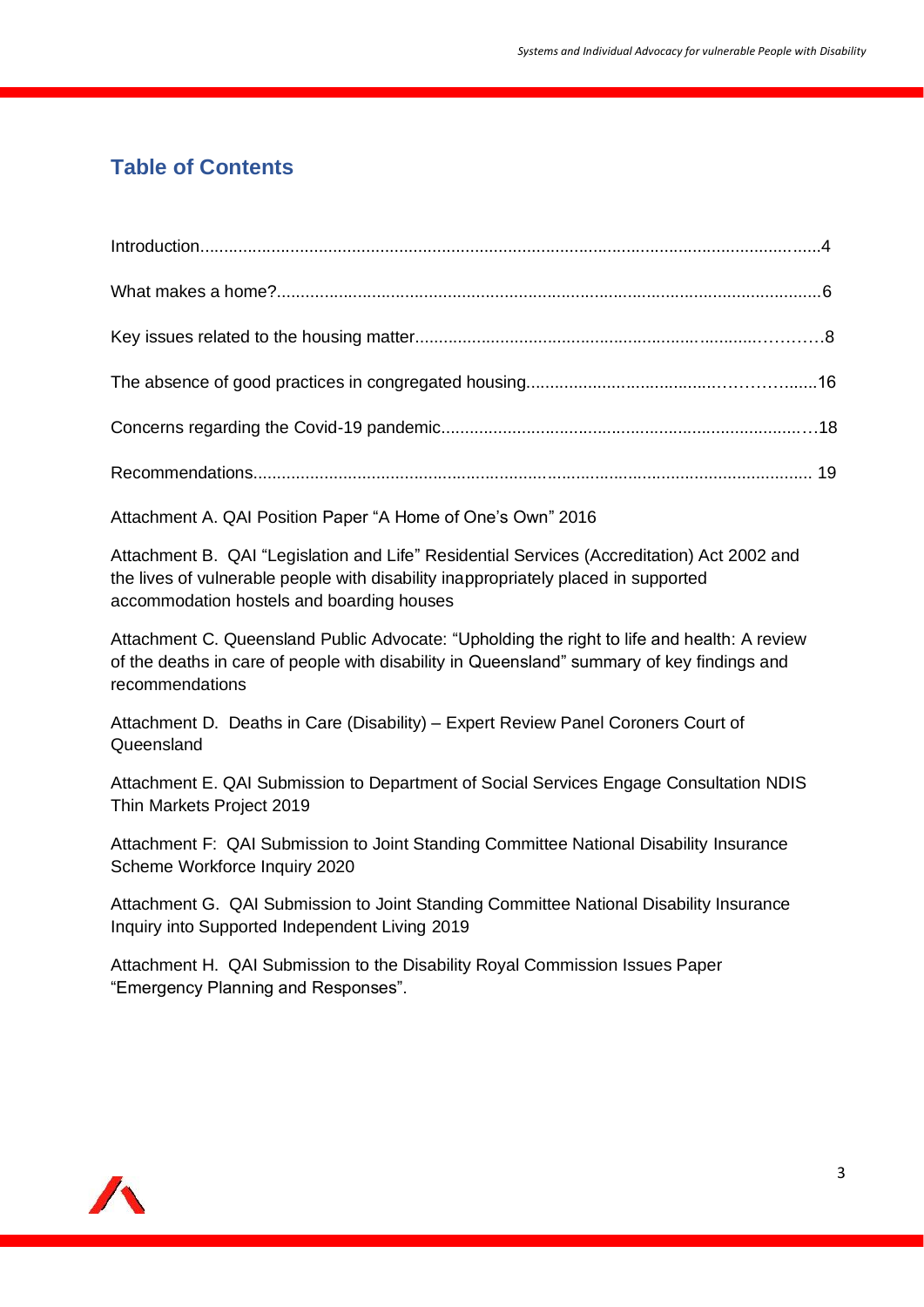## Table of Contents

Introduction....................................................................................................................4

What makes a home?.....................................................................................................6

Key issues related to the housing matter........................................................................8

The absence of good practices in congregated housing..................................................16

Concerns regarding the Covid-19 pandemic....................................................................18

Recommendations.........................................................................................................19

Attachment A. QAI Position Paper "A Home of One's Own" 2016

Attachment B. QAI "Legislation and Life" Residential Services (Accreditation) Act 2002 and the lives of vulnerable people with disability inappropriately placed in supported accommodation hostels and boarding houses

Attachment C. Queensland Public Advocate: "Upholding the right to life and health: A review of the deaths in care of people with disability in Queensland" summary of key findings and recommendations

Attachment D. Deaths in Care (Disability) – Expert Review Panel Coroners Court of Queensland

Attachment E. QAI Submission to Department of Social Services Engage Consultation NDIS Thin Markets Project 2019

Attachment F: QAI Submission to Joint Standing Committee National Disability Insurance Scheme Workforce Inquiry 2020

Attachment G. QAI Submission to Joint Standing Committee National Disability Insurance Inquiry into Supported Independent Living 2019

Attachment H. QAI Submission to the Disability Royal Commission Issues Paper "Emergency Planning and Responses".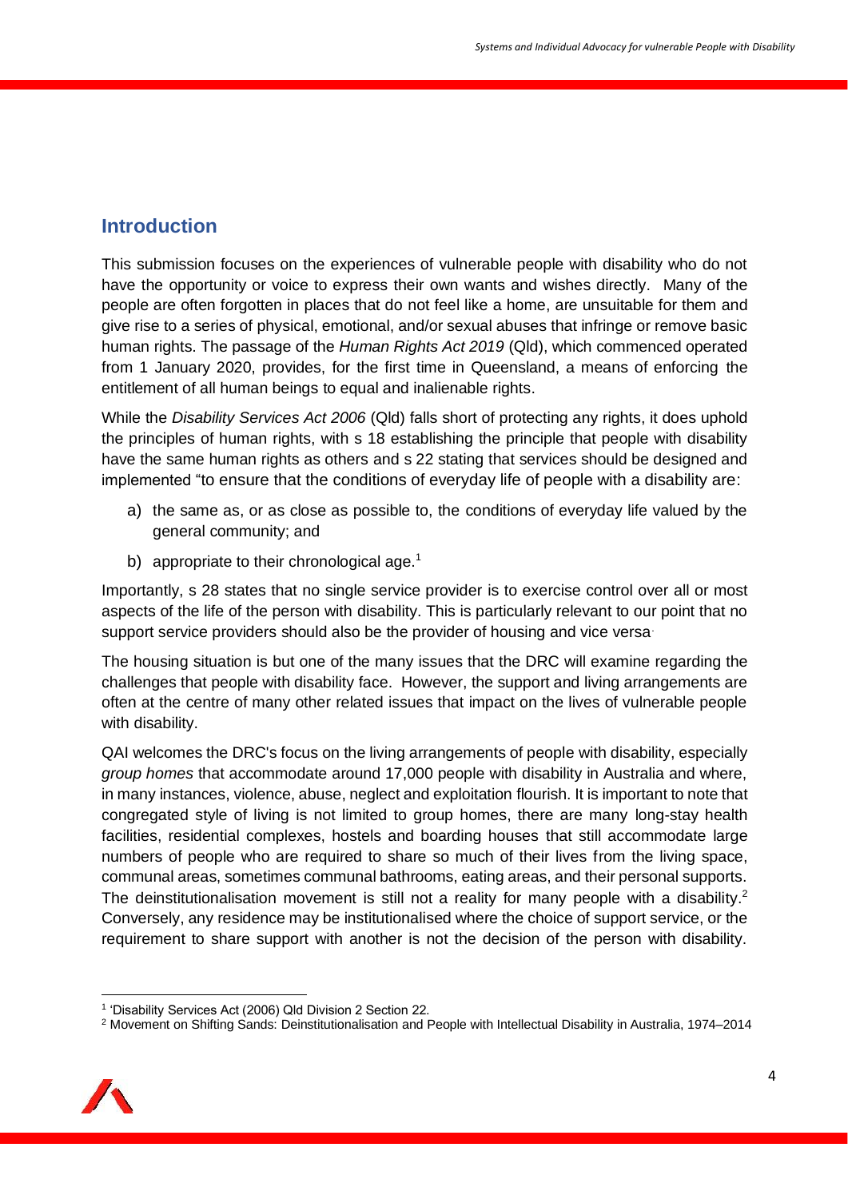## Introduction

This submission focuses on the experiences of vulnerable people with disability who do not have the opportunity or voice to express their own wants and wishes directly. Many of the people are often forgotten in places that do not feel like a home, are unsuitable for them and give rise to a series of physical, emotional, and/or sexual abuses that infringe or remove basic human rights. The passage of the *Human Rights Act 2019* (Qld), which commenced operated from 1 January 2020, provides, for the first time in Queensland, a means of enforcing the entitlement of all human beings to equal and inalienable rights.

While the *Disability Services Act 2006* (Qld) falls short of protecting any rights, it does uphold the principles of human rights, with s 18 establishing the principle that people with disability have the same human rights as others and s 22 stating that services should be designed and implemented "to ensure that the conditions of everyday life of people with a disability are:

a) the same as, or as close as possible to, the conditions of everyday life valued by the general community; and

b) appropriate to their chronological age.[1]

Importantly, s 28 states that no single service provider is to exercise control over all or most aspects of the life of the person with disability. This is particularly relevant to our point that no support service providers should also be the provider of housing and vice versa.

The housing situation is but one of the many issues that the DRC will examine regarding the challenges that people with disability face. However, the support and living arrangements are often at the centre of many other related issues that impact on the lives of vulnerable people with disability.

QAI welcomes the DRC's focus on the living arrangements of people with disability, especially *group homes* that accommodate around 17,000 people with disability in Australia and where, in many instances, violence, abuse, neglect and exploitation flourish. It is important to note that congregated style of living is not limited to group homes, there are many long-stay health facilities, residential complexes, hostels and boarding houses that still accommodate large numbers of people who are required to share so much of their lives from the living space, communal areas, sometimes communal bathrooms, eating areas, and their personal supports. The deinstitutionalisation movement is still not a reality for many people with a disability.[2] Conversely, any residence may be institutionalised where the choice of support service, or the requirement to share support with another is not the decision of the person with disability.

---

[1] 'Disability Services Act (2006) Qld Division 2 Section 22.

[2] Movement on Shifting Sands: Deinstitutionalisation and People with Intellectual Disability in Australia, 1974–2014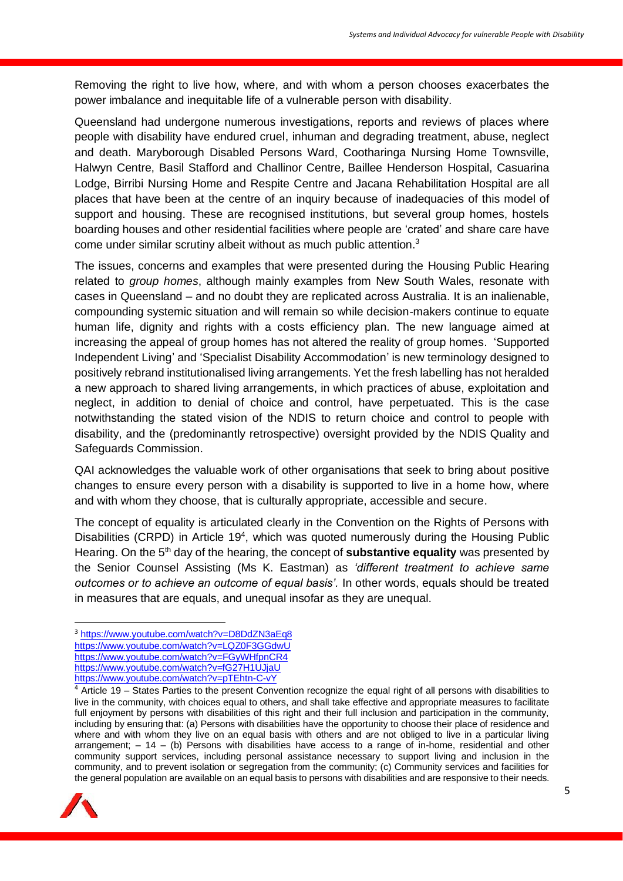Removing the right to live how, where, and with whom a person chooses exacerbates the power imbalance and inequitable life of a vulnerable person with disability.

Queensland had undergone numerous investigations, reports and reviews of places where people with disability have endured cruel, inhuman and degrading treatment, abuse, neglect and death. Maryborough Disabled Persons Ward, Cootharinga Nursing Home Townsville, Halwyn Centre, Basil Stafford and Challinor Centre*,* Baillee Henderson Hospital, Casuarina Lodge, Birribi Nursing Home and Respite Centre and Jacana Rehabilitation Hospital are all places that have been at the centre of an inquiry because of inadequacies of this model of support and housing. These are recognised institutions, but several group homes, hostels boarding houses and other residential facilities where people are 'crated' and share care have come under similar scrutiny albeit without as much public attention.[3]

The issues, concerns and examples that were presented during the Housing Public Hearing related to *group homes*, although mainly examples from New South Wales, resonate with cases in Queensland – and no doubt they are replicated across Australia. It is an inalienable, compounding systemic situation and will remain so while decision-makers continue to equate human life, dignity and rights with a costs efficiency plan. The new language aimed at increasing the appeal of group homes has not altered the reality of group homes. 'Supported Independent Living' and 'Specialist Disability Accommodation' is new terminology designed to positively rebrand institutionalised living arrangements. Yet the fresh labelling has not heralded a new approach to shared living arrangements, in which practices of abuse, exploitation and neglect, in addition to denial of choice and control, have perpetuated. This is the case notwithstanding the stated vision of the NDIS to return choice and control to people with disability, and the (predominantly retrospective) oversight provided by the NDIS Quality and Safeguards Commission.

QAI acknowledges the valuable work of other organisations that seek to bring about positive changes to ensure every person with a disability is supported to live in a home how, where and with whom they choose, that is culturally appropriate, accessible and secure.

The concept of equality is articulated clearly in the Convention on the Rights of Persons with Disabilities (CRPD) in Article 19[4], which was quoted numerously during the Housing Public Hearing. On the 5th day of the hearing, the concept of **substantive equality** was presented by the Senior Counsel Assisting (Ms K. Eastman) as *'different treatment to achieve same outcomes or to achieve an outcome of equal basis'.* In other words, equals should be treated in measures that are equals, and unequal insofar as they are unequal.

---

[3] https://www.youtube.com/watch?v=D8DdZN3aEq8
https://www.youtube.com/watch?v=LQZ0F3GGdwU
https://www.youtube.com/watch?v=FGyWHfpnCR4
https://www.youtube.com/watch?v=fG27H1UJjaU
https://www.youtube.com/watch?v=pTEhtn-C-vY

[4] Article 19 – States Parties to the present Convention recognize the equal right of all persons with disabilities to live in the community, with choices equal to others, and shall take effective and appropriate measures to facilitate full enjoyment by persons with disabilities of this right and their full inclusion and participation in the community, including by ensuring that: (a) Persons with disabilities have the opportunity to choose their place of residence and where and with whom they live on an equal basis with others and are not obliged to live in a particular living arrangement; – 14 – (b) Persons with disabilities have access to a range of in-home, residential and other community support services, including personal assistance necessary to support living and inclusion in the community, and to prevent isolation or segregation from the community; (c) Community services and facilities for the general population are available on an equal basis to persons with disabilities and are responsive to their needs.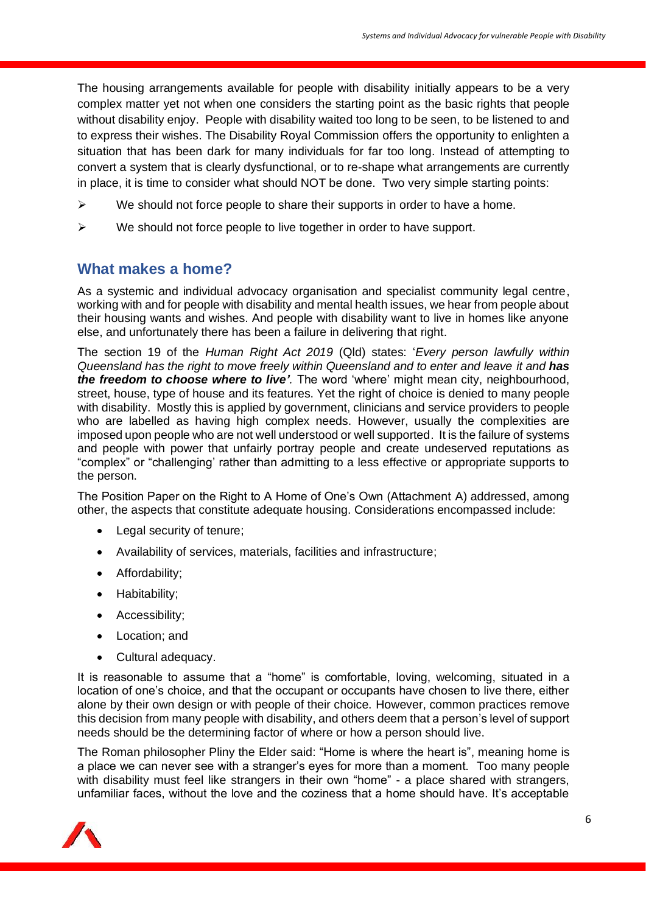The housing arrangements available for people with disability initially appears to be a very complex matter yet not when one considers the starting point as the basic rights that people without disability enjoy. People with disability waited too long to be seen, to be listened to and to express their wishes. The Disability Royal Commission offers the opportunity to enlighten a situation that has been dark for many individuals for far too long. Instead of attempting to convert a system that is clearly dysfunctional, or to re-shape what arrangements are currently in place, it is time to consider what should NOT be done. Two very simple starting points:

- We should not force people to share their supports in order to have a home.
- We should not force people to live together in order to have support.

## What makes a home?

As a systemic and individual advocacy organisation and specialist community legal centre, working with and for people with disability and mental health issues, we hear from people about their housing wants and wishes. And people with disability want to live in homes like anyone else, and unfortunately there has been a failure in delivering that right.

The section 19 of the *Human Right Act 2019* (Qld) states: '*Every person lawfully within Queensland has the right to move freely within Queensland and to enter and leave it and **has the freedom to choose where to live'***. The word 'where' might mean city, neighbourhood, street, house, type of house and its features. Yet the right of choice is denied to many people with disability. Mostly this is applied by government, clinicians and service providers to people who are labelled as having high complex needs. However, usually the complexities are imposed upon people who are not well understood or well supported. It is the failure of systems and people with power that unfairly portray people and create undeserved reputations as "complex" or "challenging' rather than admitting to a less effective or appropriate supports to the person.

The Position Paper on the Right to A Home of One's Own (Attachment A) addressed, among other, the aspects that constitute adequate housing. Considerations encompassed include:

- Legal security of tenure;
- Availability of services, materials, facilities and infrastructure;
- Affordability;
- Habitability;
- Accessibility;
- Location; and
- Cultural adequacy.

It is reasonable to assume that a "home" is comfortable, loving, welcoming, situated in a location of one's choice, and that the occupant or occupants have chosen to live there, either alone by their own design or with people of their choice. However, common practices remove this decision from many people with disability, and others deem that a person's level of support needs should be the determining factor of where or how a person should live.

The Roman philosopher Pliny the Elder said: "Home is where the heart is", meaning home is a place we can never see with a stranger's eyes for more than a moment. Too many people with disability must feel like strangers in their own "home" - a place shared with strangers, unfamiliar faces, without the love and the coziness that a home should have. It's acceptable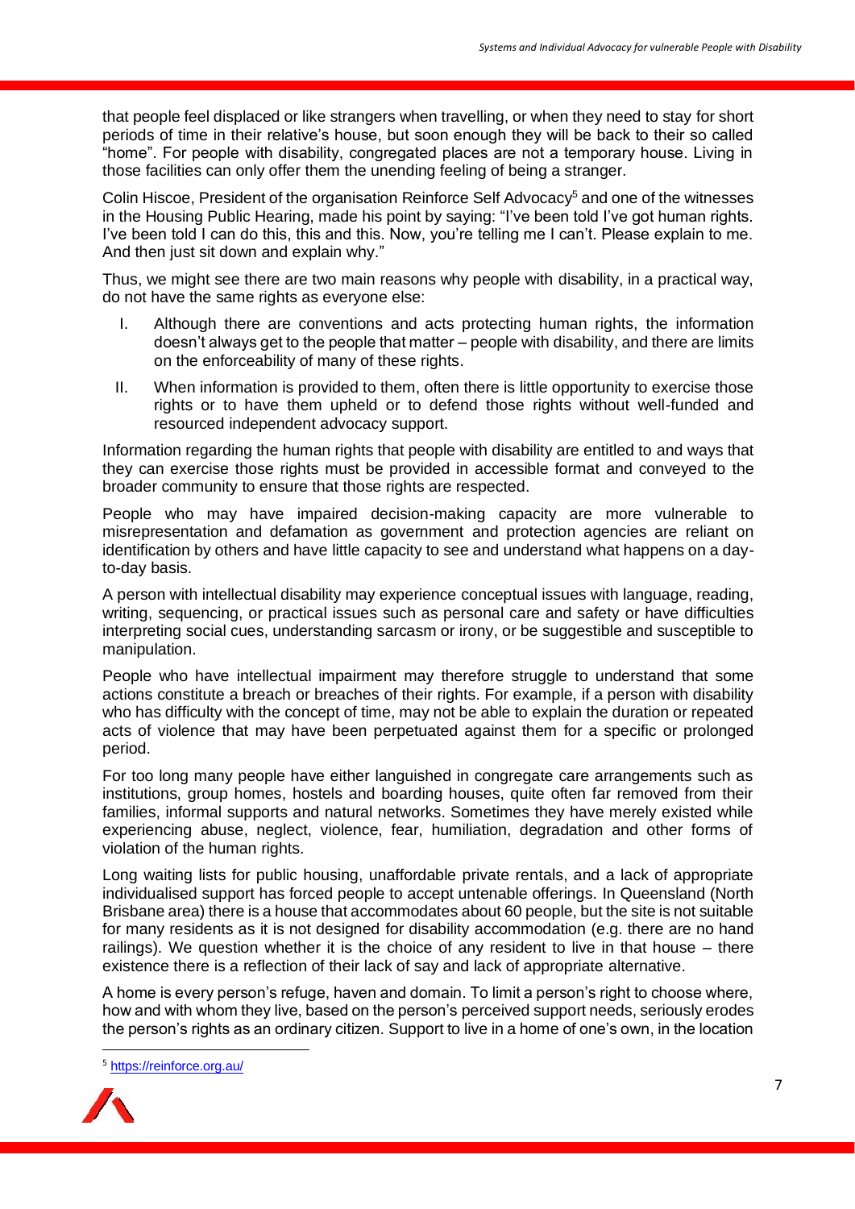that people feel displaced or like strangers when travelling, or when they need to stay for short periods of time in their relative's house, but soon enough they will be back to their so called "home". For people with disability, congregated places are not a temporary house. Living in those facilities can only offer them the unending feeling of being a stranger.

Colin Hiscoe, President of the organisation Reinforce Self Advocacy[5] and one of the witnesses in the Housing Public Hearing, made his point by saying: "I've been told I've got human rights. I've been told I can do this, this and this. Now, you're telling me I can't. Please explain to me. And then just sit down and explain why."

Thus, we might see there are two main reasons why people with disability, in a practical way, do not have the same rights as everyone else:

I. Although there are conventions and acts protecting human rights, the information doesn't always get to the people that matter – people with disability, and there are limits on the enforceability of many of these rights.

II. When information is provided to them, often there is little opportunity to exercise those rights or to have them upheld or to defend those rights without well-funded and resourced independent advocacy support.

Information regarding the human rights that people with disability are entitled to and ways that they can exercise those rights must be provided in accessible format and conveyed to the broader community to ensure that those rights are respected.

People who may have impaired decision-making capacity are more vulnerable to misrepresentation and defamation as government and protection agencies are reliant on identification by others and have little capacity to see and understand what happens on a day-to-day basis.

A person with intellectual disability may experience conceptual issues with language, reading, writing, sequencing, or practical issues such as personal care and safety or have difficulties interpreting social cues, understanding sarcasm or irony, or be suggestible and susceptible to manipulation.

People who have intellectual impairment may therefore struggle to understand that some actions constitute a breach or breaches of their rights. For example, if a person with disability who has difficulty with the concept of time, may not be able to explain the duration or repeated acts of violence that may have been perpetuated against them for a specific or prolonged period.

For too long many people have either languished in congregate care arrangements such as institutions, group homes, hostels and boarding houses, quite often far removed from their families, informal supports and natural networks. Sometimes they have merely existed while experiencing abuse, neglect, violence, fear, humiliation, degradation and other forms of violation of the human rights.

Long waiting lists for public housing, unaffordable private rentals, and a lack of appropriate individualised support has forced people to accept untenable offerings. In Queensland (North Brisbane area) there is a house that accommodates about 60 people, but the site is not suitable for many residents as it is not designed for disability accommodation (e.g. there are no hand railings). We question whether it is the choice of any resident to live in that house – there existence there is a reflection of their lack of say and lack of appropriate alternative.

A home is every person's refuge, haven and domain. To limit a person's right to choose where, how and with whom they live, based on the person's perceived support needs, seriously erodes the person's rights as an ordinary citizen. Support to live in a home of one's own, in the location

[5] https://reinforce.org.au/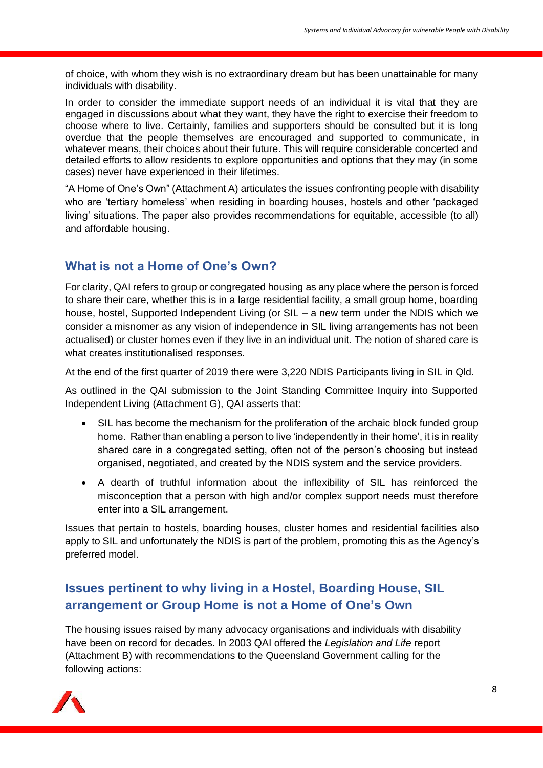of choice, with whom they wish is no extraordinary dream but has been unattainable for many individuals with disability.

In order to consider the immediate support needs of an individual it is vital that they are engaged in discussions about what they want, they have the right to exercise their freedom to choose where to live. Certainly, families and supporters should be consulted but it is long overdue that the people themselves are encouraged and supported to communicate, in whatever means, their choices about their future. This will require considerable concerted and detailed efforts to allow residents to explore opportunities and options that they may (in some cases) never have experienced in their lifetimes.

"A Home of One's Own" (Attachment A) articulates the issues confronting people with disability who are 'tertiary homeless' when residing in boarding houses, hostels and other 'packaged living' situations. The paper also provides recommendations for equitable, accessible (to all) and affordable housing.

## What is not a Home of One's Own?

For clarity, QAI refers to group or congregated housing as any place where the person is forced to share their care, whether this is in a large residential facility, a small group home, boarding house, hostel, Supported Independent Living (or SIL – a new term under the NDIS which we consider a misnomer as any vision of independence in SIL living arrangements has not been actualised) or cluster homes even if they live in an individual unit. The notion of shared care is what creates institutionalised responses.

At the end of the first quarter of 2019 there were 3,220 NDIS Participants living in SIL in Qld.

As outlined in the QAI submission to the Joint Standing Committee Inquiry into Supported Independent Living (Attachment G), QAI asserts that:

- SIL has become the mechanism for the proliferation of the archaic block funded group home. Rather than enabling a person to live 'independently in their home', it is in reality shared care in a congregated setting, often not of the person's choosing but instead organised, negotiated, and created by the NDIS system and the service providers.
- A dearth of truthful information about the inflexibility of SIL has reinforced the misconception that a person with high and/or complex support needs must therefore enter into a SIL arrangement.

Issues that pertain to hostels, boarding houses, cluster homes and residential facilities also apply to SIL and unfortunately the NDIS is part of the problem, promoting this as the Agency's preferred model.

## Issues pertinent to why living in a Hostel, Boarding House, SIL arrangement or Group Home is not a Home of One's Own

The housing issues raised by many advocacy organisations and individuals with disability have been on record for decades. In 2003 QAI offered the *Legislation and Life* report (Attachment B) with recommendations to the Queensland Government calling for the following actions: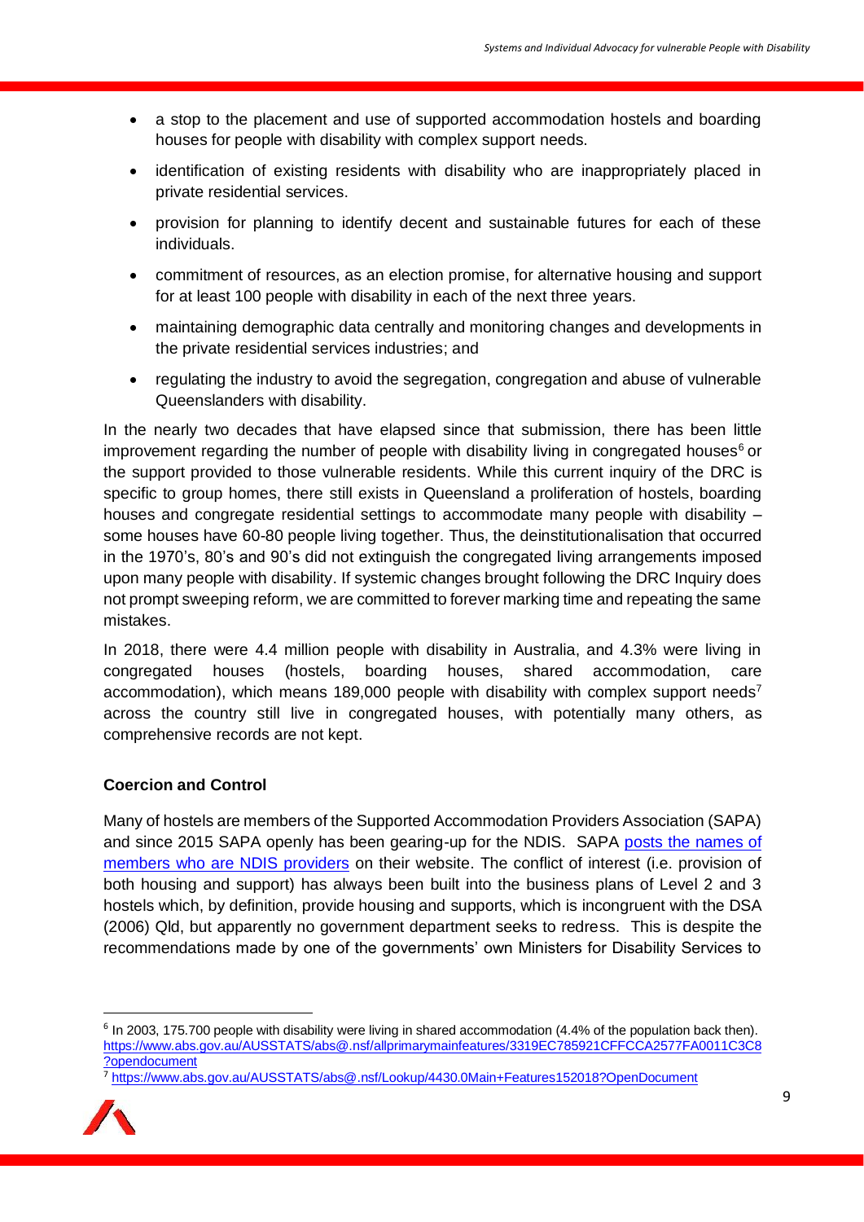- a stop to the placement and use of supported accommodation hostels and boarding houses for people with disability with complex support needs.
- identification of existing residents with disability who are inappropriately placed in private residential services.
- provision for planning to identify decent and sustainable futures for each of these individuals.
- commitment of resources, as an election promise, for alternative housing and support for at least 100 people with disability in each of the next three years.
- maintaining demographic data centrally and monitoring changes and developments in the private residential services industries; and
- regulating the industry to avoid the segregation, congregation and abuse of vulnerable Queenslanders with disability.

In the nearly two decades that have elapsed since that submission, there has been little improvement regarding the number of people with disability living in congregated houses[6] or the support provided to those vulnerable residents. While this current inquiry of the DRC is specific to group homes, there still exists in Queensland a proliferation of hostels, boarding houses and congregate residential settings to accommodate many people with disability – some houses have 60-80 people living together. Thus, the deinstitutionalisation that occurred in the 1970's, 80's and 90's did not extinguish the congregated living arrangements imposed upon many people with disability. If systemic changes brought following the DRC Inquiry does not prompt sweeping reform, we are committed to forever marking time and repeating the same mistakes.

In 2018, there were 4.4 million people with disability in Australia, and 4.3% were living in congregated houses (hostels, boarding houses, shared accommodation, care accommodation), which means 189,000 people with disability with complex support needs[7] across the country still live in congregated houses, with potentially many others, as comprehensive records are not kept.

**Coercion and Control**

Many of hostels are members of the Supported Accommodation Providers Association (SAPA) and since 2015 SAPA openly has been gearing-up for the NDIS. SAPA posts the names of members who are NDIS providers on their website. The conflict of interest (i.e. provision of both housing and support) has always been built into the business plans of Level 2 and 3 hostels which, by definition, provide housing and supports, which is incongruent with the DSA (2006) Qld, but apparently no government department seeks to redress. This is despite the recommendations made by one of the governments' own Ministers for Disability Services to

---

[6] In 2003, 175.700 people with disability were living in shared accommodation (4.4% of the population back then). https://www.abs.gov.au/AUSSTATS/abs@.nsf/allprimarymainfeatures/3319EC785921CFFCCA2577FA0011C3C8?opendocument

[7] https://www.abs.gov.au/AUSSTATS/abs@.nsf/Lookup/4430.0Main+Features152018?OpenDocument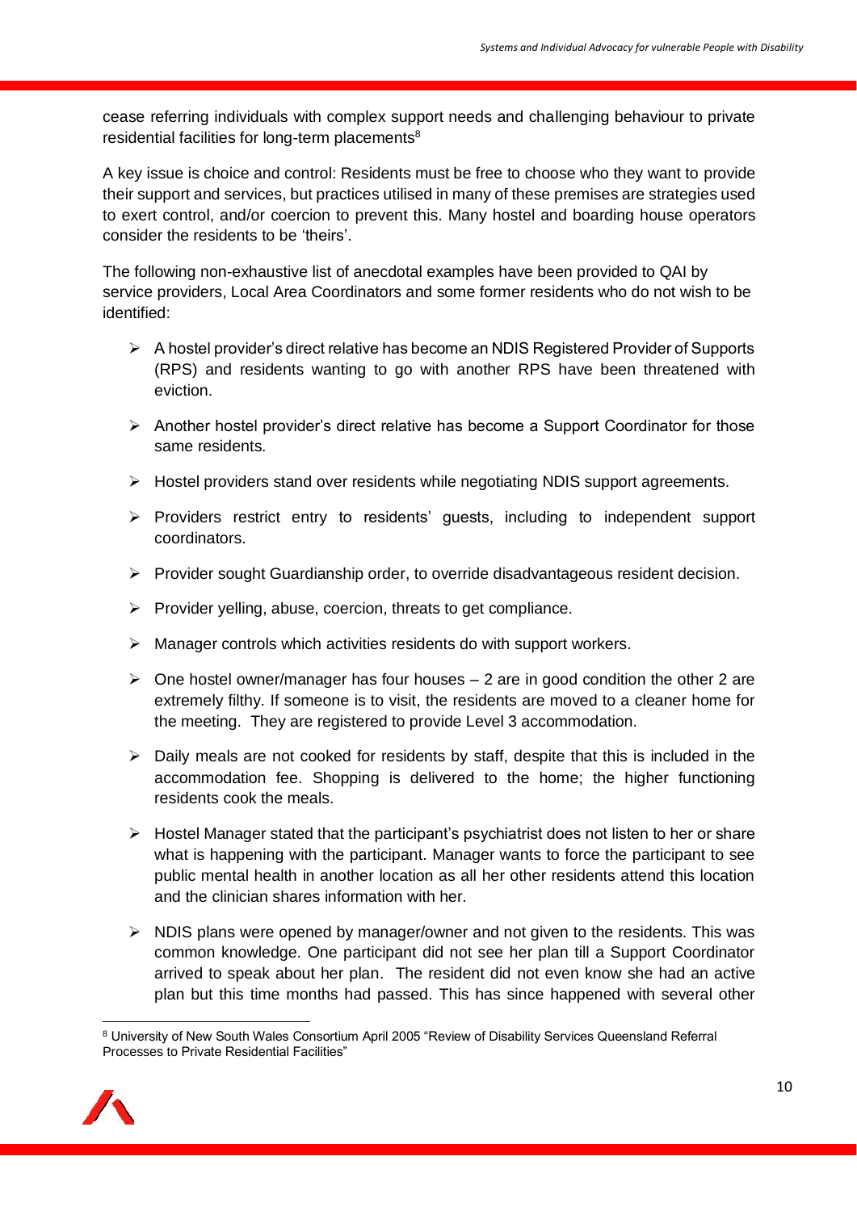cease referring individuals with complex support needs and challenging behaviour to private residential facilities for long-term placements[8]

A key issue is choice and control: Residents must be free to choose who they want to provide their support and services, but practices utilised in many of these premises are strategies used to exert control, and/or coercion to prevent this. Many hostel and boarding house operators consider the residents to be 'theirs'.

The following non-exhaustive list of anecdotal examples have been provided to QAI by service providers, Local Area Coordinators and some former residents who do not wish to be identified:

- A hostel provider's direct relative has become an NDIS Registered Provider of Supports (RPS) and residents wanting to go with another RPS have been threatened with eviction.
- Another hostel provider's direct relative has become a Support Coordinator for those same residents.
- Hostel providers stand over residents while negotiating NDIS support agreements.
- Providers restrict entry to residents' guests, including to independent support coordinators.
- Provider sought Guardianship order, to override disadvantageous resident decision.
- Provider yelling, abuse, coercion, threats to get compliance.
- Manager controls which activities residents do with support workers.
- One hostel owner/manager has four houses – 2 are in good condition the other 2 are extremely filthy. If someone is to visit, the residents are moved to a cleaner home for the meeting. They are registered to provide Level 3 accommodation.
- Daily meals are not cooked for residents by staff, despite that this is included in the accommodation fee. Shopping is delivered to the home; the higher functioning residents cook the meals.
- Hostel Manager stated that the participant's psychiatrist does not listen to her or share what is happening with the participant. Manager wants to force the participant to see public mental health in another location as all her other residents attend this location and the clinician shares information with her.
- NDIS plans were opened by manager/owner and not given to the residents. This was common knowledge. One participant did not see her plan till a Support Coordinator arrived to speak about her plan. The resident did not even know she had an active plan but this time months had passed. This has since happened with several other

[8] University of New South Wales Consortium April 2005 "Review of Disability Services Queensland Referral Processes to Private Residential Facilities"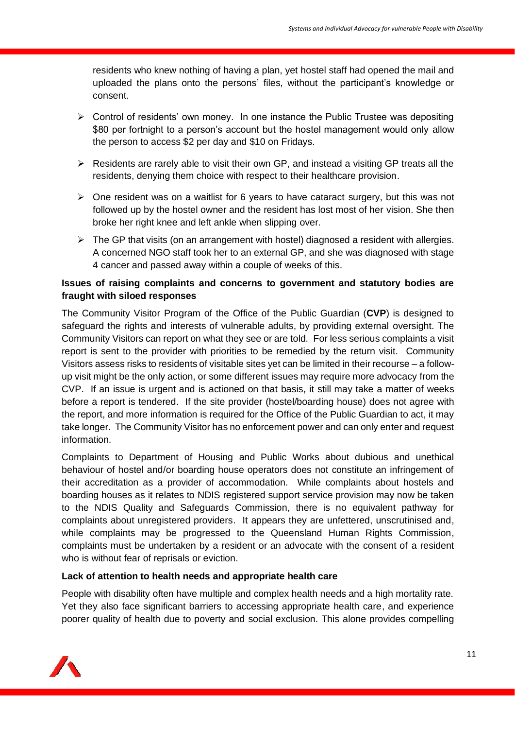residents who knew nothing of having a plan, yet hostel staff had opened the mail and uploaded the plans onto the persons' files, without the participant's knowledge or consent.

- Control of residents' own money. In one instance the Public Trustee was depositing $80 per fortnight to a person's account but the hostel management would only allow the person to access $2 per day and $10 on Fridays.
- Residents are rarely able to visit their own GP, and instead a visiting GP treats all the residents, denying them choice with respect to their healthcare provision.
- One resident was on a waitlist for 6 years to have cataract surgery, but this was not followed up by the hostel owner and the resident has lost most of her vision. She then broke her right knee and left ankle when slipping over.
- The GP that visits (on an arrangement with hostel) diagnosed a resident with allergies. A concerned NGO staff took her to an external GP, and she was diagnosed with stage 4 cancer and passed away within a couple of weeks of this.

**Issues of raising complaints and concerns to government and statutory bodies are fraught with siloed responses**

The Community Visitor Program of the Office of the Public Guardian (**CVP**) is designed to safeguard the rights and interests of vulnerable adults, by providing external oversight. The Community Visitors can report on what they see or are told. For less serious complaints a visit report is sent to the provider with priorities to be remedied by the return visit. Community Visitors assess risks to residents of visitable sites yet can be limited in their recourse – a follow-up visit might be the only action, or some different issues may require more advocacy from the CVP. If an issue is urgent and is actioned on that basis, it still may take a matter of weeks before a report is tendered. If the site provider (hostel/boarding house) does not agree with the report, and more information is required for the Office of the Public Guardian to act, it may take longer. The Community Visitor has no enforcement power and can only enter and request information.

Complaints to Department of Housing and Public Works about dubious and unethical behaviour of hostel and/or boarding house operators does not constitute an infringement of their accreditation as a provider of accommodation. While complaints about hostels and boarding houses as it relates to NDIS registered support service provision may now be taken to the NDIS Quality and Safeguards Commission, there is no equivalent pathway for complaints about unregistered providers. It appears they are unfettered, unscrutinised and, while complaints may be progressed to the Queensland Human Rights Commission, complaints must be undertaken by a resident or an advocate with the consent of a resident who is without fear of reprisals or eviction.

**Lack of attention to health needs and appropriate health care**

People with disability often have multiple and complex health needs and a high mortality rate. Yet they also face significant barriers to accessing appropriate health care, and experience poorer quality of health due to poverty and social exclusion. This alone provides compelling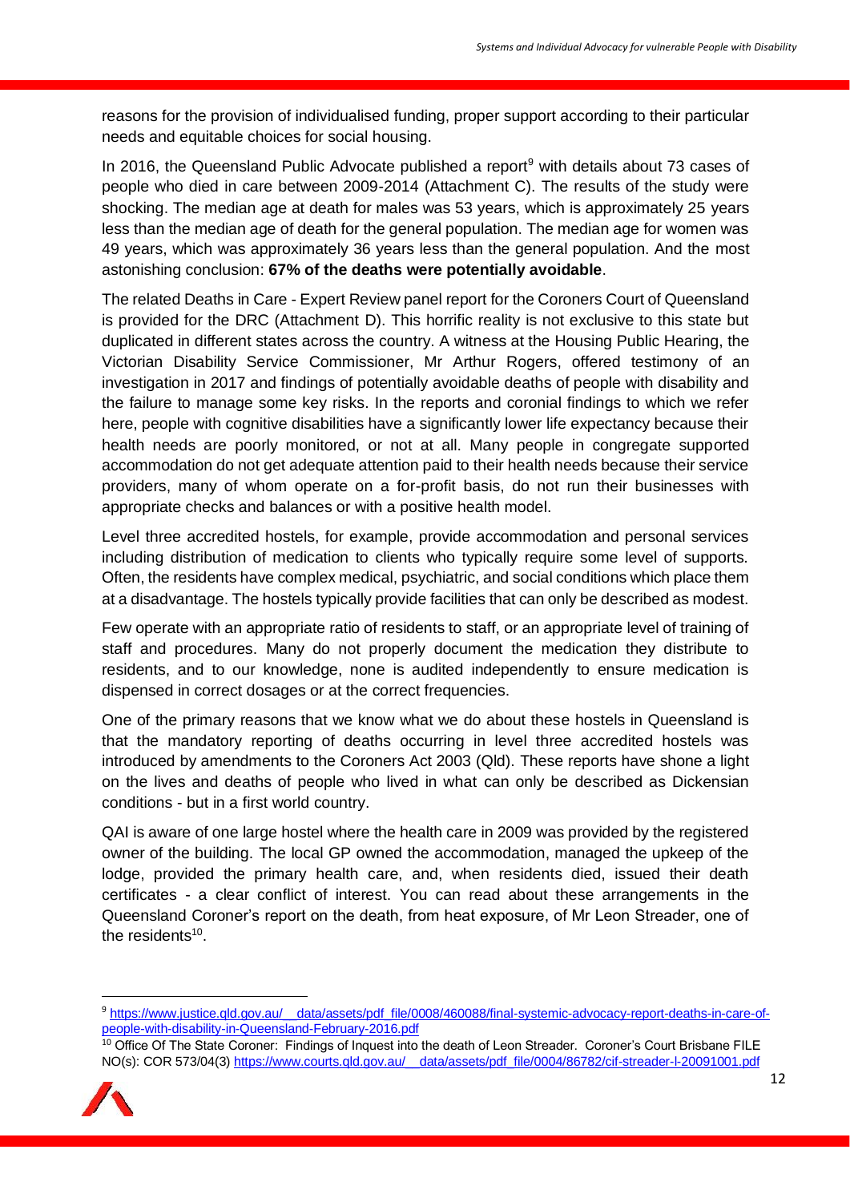reasons for the provision of individualised funding, proper support according to their particular needs and equitable choices for social housing.

In 2016, the Queensland Public Advocate published a report[9] with details about 73 cases of people who died in care between 2009-2014 (Attachment C). The results of the study were shocking. The median age at death for males was 53 years, which is approximately 25 years less than the median age of death for the general population. The median age for women was 49 years, which was approximately 36 years less than the general population. And the most astonishing conclusion: **67% of the deaths were potentially avoidable**.

The related Deaths in Care - Expert Review panel report for the Coroners Court of Queensland is provided for the DRC (Attachment D). This horrific reality is not exclusive to this state but duplicated in different states across the country. A witness at the Housing Public Hearing, the Victorian Disability Service Commissioner, Mr Arthur Rogers, offered testimony of an investigation in 2017 and findings of potentially avoidable deaths of people with disability and the failure to manage some key risks. In the reports and coronial findings to which we refer here, people with cognitive disabilities have a significantly lower life expectancy because their health needs are poorly monitored, or not at all. Many people in congregate supported accommodation do not get adequate attention paid to their health needs because their service providers, many of whom operate on a for-profit basis, do not run their businesses with appropriate checks and balances or with a positive health model.

Level three accredited hostels, for example, provide accommodation and personal services including distribution of medication to clients who typically require some level of supports. Often, the residents have complex medical, psychiatric, and social conditions which place them at a disadvantage. The hostels typically provide facilities that can only be described as modest.

Few operate with an appropriate ratio of residents to staff, or an appropriate level of training of staff and procedures. Many do not properly document the medication they distribute to residents, and to our knowledge, none is audited independently to ensure medication is dispensed in correct dosages or at the correct frequencies.

One of the primary reasons that we know what we do about these hostels in Queensland is that the mandatory reporting of deaths occurring in level three accredited hostels was introduced by amendments to the Coroners Act 2003 (Qld). These reports have shone a light on the lives and deaths of people who lived in what can only be described as Dickensian conditions - but in a first world country.

QAI is aware of one large hostel where the health care in 2009 was provided by the registered owner of the building. The local GP owned the accommodation, managed the upkeep of the lodge, provided the primary health care, and, when residents died, issued their death certificates - a clear conflict of interest. You can read about these arrangements in the Queensland Coroner's report on the death, from heat exposure, of Mr Leon Streader, one of the residents[10].

---

[9] https://www.justice.qld.gov.au/__data/assets/pdf_file/0008/460088/final-systemic-advocacy-report-deaths-in-care-of-people-with-disability-in-Queensland-February-2016.pdf

[10] Office Of The State Coroner: Findings of Inquest into the death of Leon Streader. Coroner's Court Brisbane FILE NO(s): COR 573/04(3) https://www.courts.qld.gov.au/__data/assets/pdf_file/0004/86782/cif-streader-l-20091001.pdf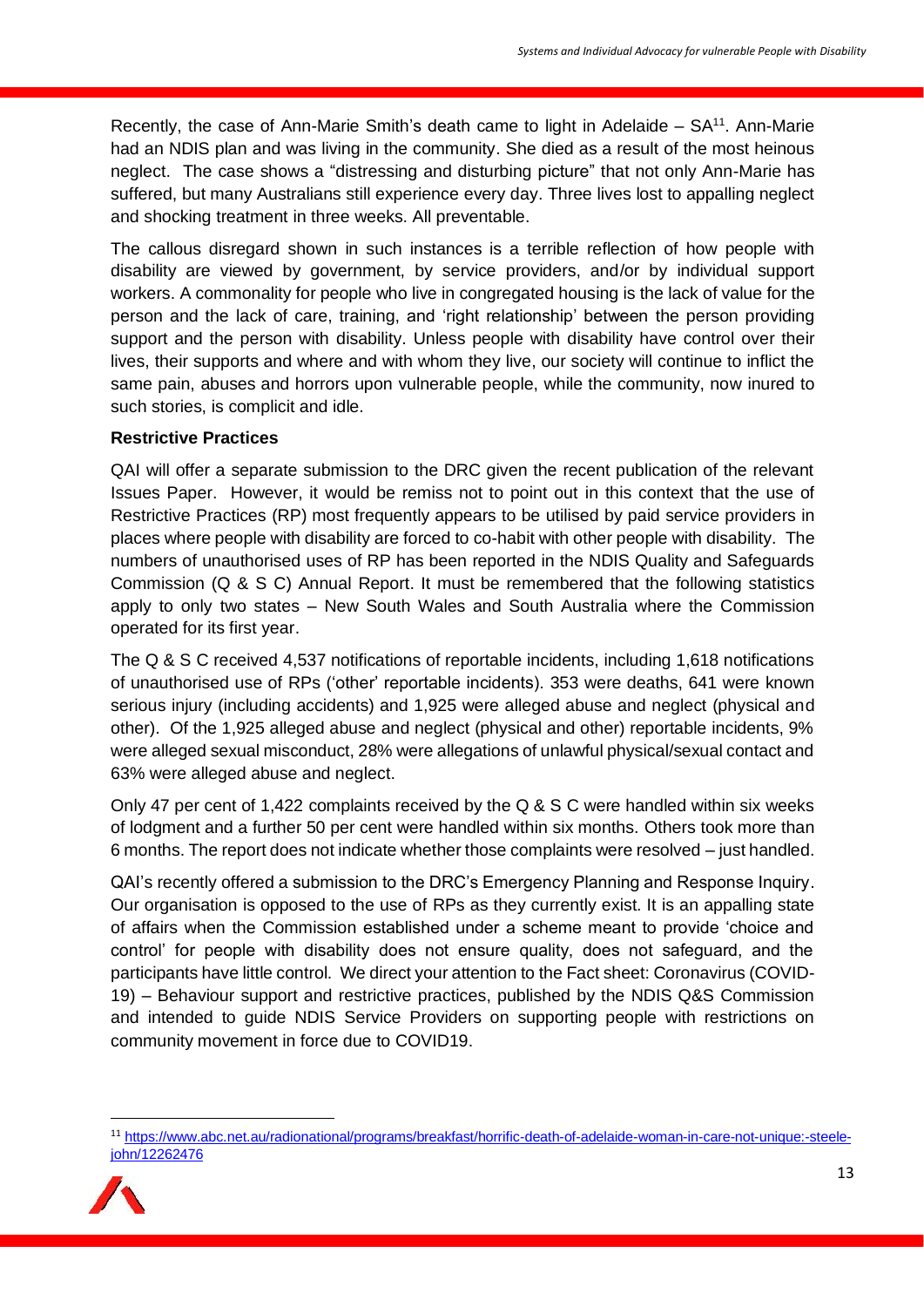Recently, the case of Ann-Marie Smith's death came to light in Adelaide – SA[11]. Ann-Marie had an NDIS plan and was living in the community. She died as a result of the most heinous neglect. The case shows a "distressing and disturbing picture" that not only Ann-Marie has suffered, but many Australians still experience every day. Three lives lost to appalling neglect and shocking treatment in three weeks. All preventable.

The callous disregard shown in such instances is a terrible reflection of how people with disability are viewed by government, by service providers, and/or by individual support workers. A commonality for people who live in congregated housing is the lack of value for the person and the lack of care, training, and 'right relationship' between the person providing support and the person with disability. Unless people with disability have control over their lives, their supports and where and with whom they live, our society will continue to inflict the same pain, abuses and horrors upon vulnerable people, while the community, now inured to such stories, is complicit and idle.

**Restrictive Practices**

QAI will offer a separate submission to the DRC given the recent publication of the relevant Issues Paper. However, it would be remiss not to point out in this context that the use of Restrictive Practices (RP) most frequently appears to be utilised by paid service providers in places where people with disability are forced to co-habit with other people with disability. The numbers of unauthorised uses of RP has been reported in the NDIS Quality and Safeguards Commission (Q & S C) Annual Report. It must be remembered that the following statistics apply to only two states – New South Wales and South Australia where the Commission operated for its first year.

The Q & S C received 4,537 notifications of reportable incidents, including 1,618 notifications of unauthorised use of RPs ('other' reportable incidents). 353 were deaths, 641 were known serious injury (including accidents) and 1,925 were alleged abuse and neglect (physical and other). Of the 1,925 alleged abuse and neglect (physical and other) reportable incidents, 9% were alleged sexual misconduct, 28% were allegations of unlawful physical/sexual contact and 63% were alleged abuse and neglect.

Only 47 per cent of 1,422 complaints received by the Q & S C were handled within six weeks of lodgment and a further 50 per cent were handled within six months. Others took more than 6 months. The report does not indicate whether those complaints were resolved – just handled.

QAI's recently offered a submission to the DRC's Emergency Planning and Response Inquiry. Our organisation is opposed to the use of RPs as they currently exist. It is an appalling state of affairs when the Commission established under a scheme meant to provide 'choice and control' for people with disability does not ensure quality, does not safeguard, and the participants have little control. We direct your attention to the Fact sheet: Coronavirus (COVID-19) – Behaviour support and restrictive practices, published by the NDIS Q&S Commission and intended to guide NDIS Service Providers on supporting people with restrictions on community movement in force due to COVID19.

---

[11] https://www.abc.net.au/radionational/programs/breakfast/horrific-death-of-adelaide-woman-in-care-not-unique:-steele-john/12262476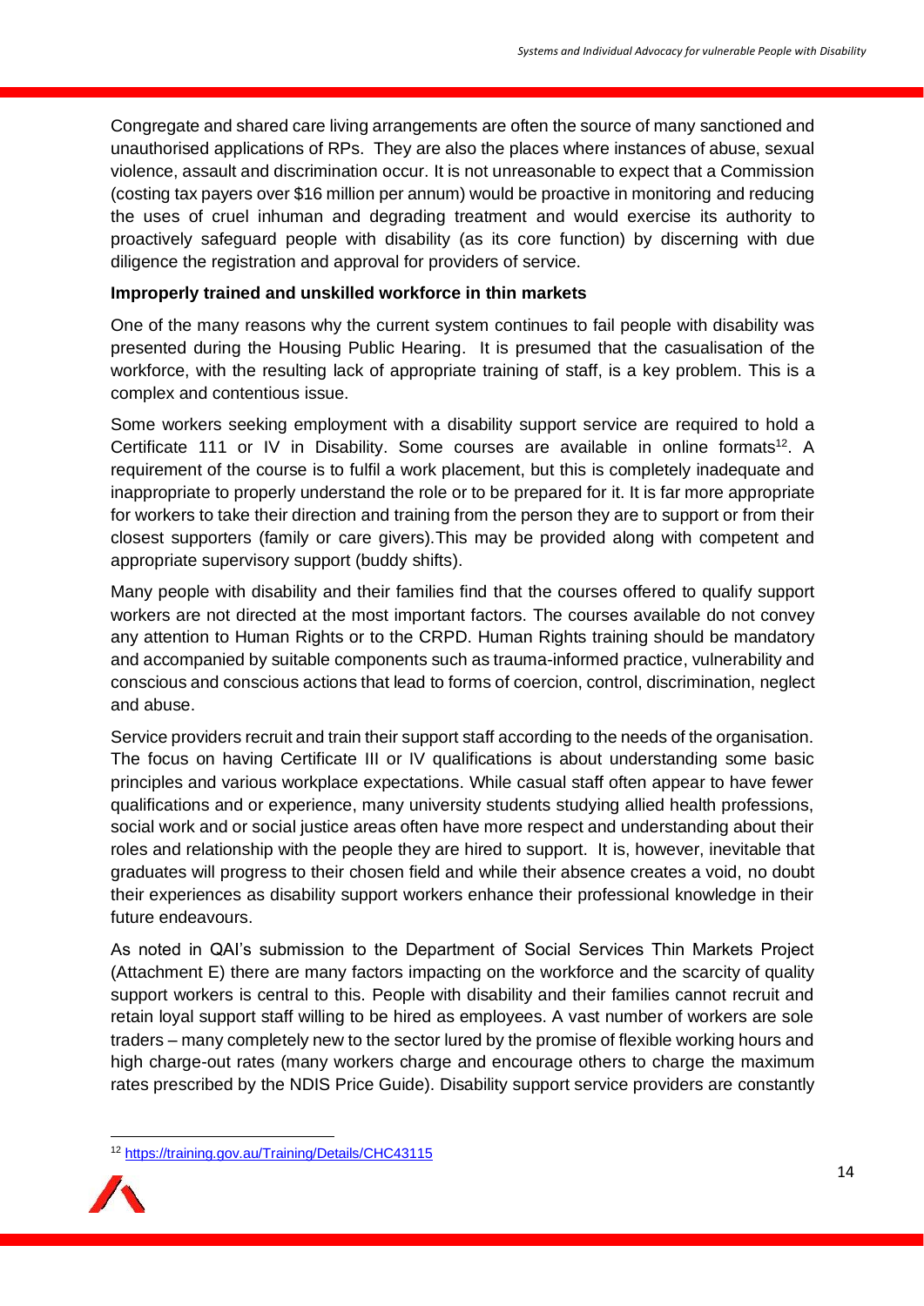Congregate and shared care living arrangements are often the source of many sanctioned and unauthorised applications of RPs. They are also the places where instances of abuse, sexual violence, assault and discrimination occur. It is not unreasonable to expect that a Commission (costing tax payers over $16 million per annum) would be proactive in monitoring and reducing the uses of cruel inhuman and degrading treatment and would exercise its authority to proactively safeguard people with disability (as its core function) by discerning with due diligence the registration and approval for providers of service.

**Improperly trained and unskilled workforce in thin markets**

One of the many reasons why the current system continues to fail people with disability was presented during the Housing Public Hearing. It is presumed that the casualisation of the workforce, with the resulting lack of appropriate training of staff, is a key problem. This is a complex and contentious issue.

Some workers seeking employment with a disability support service are required to hold a Certificate 111 or IV in Disability. Some courses are available in online formats[12]. A requirement of the course is to fulfil a work placement, but this is completely inadequate and inappropriate to properly understand the role or to be prepared for it. It is far more appropriate for workers to take their direction and training from the person they are to support or from their closest supporters (family or care givers).This may be provided along with competent and appropriate supervisory support (buddy shifts).

Many people with disability and their families find that the courses offered to qualify support workers are not directed at the most important factors. The courses available do not convey any attention to Human Rights or to the CRPD. Human Rights training should be mandatory and accompanied by suitable components such as trauma-informed practice, vulnerability and conscious and conscious actions that lead to forms of coercion, control, discrimination, neglect and abuse.

Service providers recruit and train their support staff according to the needs of the organisation. The focus on having Certificate III or IV qualifications is about understanding some basic principles and various workplace expectations. While casual staff often appear to have fewer qualifications and or experience, many university students studying allied health professions, social work and or social justice areas often have more respect and understanding about their roles and relationship with the people they are hired to support. It is, however, inevitable that graduates will progress to their chosen field and while their absence creates a void, no doubt their experiences as disability support workers enhance their professional knowledge in their future endeavours.

As noted in QAI's submission to the Department of Social Services Thin Markets Project (Attachment E) there are many factors impacting on the workforce and the scarcity of quality support workers is central to this. People with disability and their families cannot recruit and retain loyal support staff willing to be hired as employees. A vast number of workers are sole traders – many completely new to the sector lured by the promise of flexible working hours and high charge-out rates (many workers charge and encourage others to charge the maximum rates prescribed by the NDIS Price Guide). Disability support service providers are constantly

[12] https://training.gov.au/Training/Details/CHC43115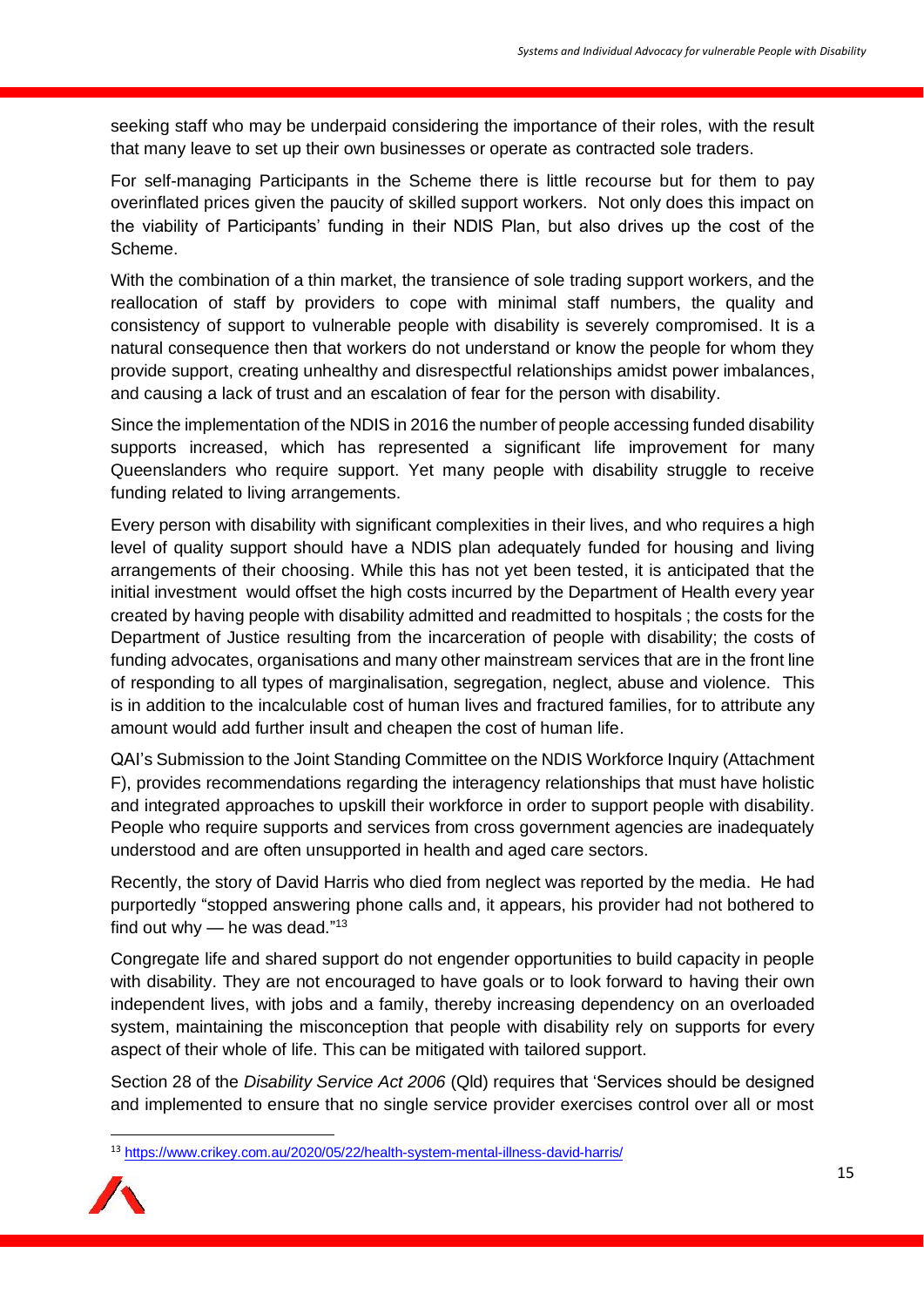seeking staff who may be underpaid considering the importance of their roles, with the result that many leave to set up their own businesses or operate as contracted sole traders.

For self-managing Participants in the Scheme there is little recourse but for them to pay overinflated prices given the paucity of skilled support workers. Not only does this impact on the viability of Participants' funding in their NDIS Plan, but also drives up the cost of the Scheme.

With the combination of a thin market, the transience of sole trading support workers, and the reallocation of staff by providers to cope with minimal staff numbers, the quality and consistency of support to vulnerable people with disability is severely compromised. It is a natural consequence then that workers do not understand or know the people for whom they provide support, creating unhealthy and disrespectful relationships amidst power imbalances, and causing a lack of trust and an escalation of fear for the person with disability.

Since the implementation of the NDIS in 2016 the number of people accessing funded disability supports increased, which has represented a significant life improvement for many Queenslanders who require support. Yet many people with disability struggle to receive funding related to living arrangements.

Every person with disability with significant complexities in their lives, and who requires a high level of quality support should have a NDIS plan adequately funded for housing and living arrangements of their choosing. While this has not yet been tested, it is anticipated that the initial investment would offset the high costs incurred by the Department of Health every year created by having people with disability admitted and readmitted to hospitals ; the costs for the Department of Justice resulting from the incarceration of people with disability; the costs of funding advocates, organisations and many other mainstream services that are in the front line of responding to all types of marginalisation, segregation, neglect, abuse and violence. This is in addition to the incalculable cost of human lives and fractured families, for to attribute any amount would add further insult and cheapen the cost of human life.

QAI's Submission to the Joint Standing Committee on the NDIS Workforce Inquiry (Attachment F), provides recommendations regarding the interagency relationships that must have holistic and integrated approaches to upskill their workforce in order to support people with disability. People who require supports and services from cross government agencies are inadequately understood and are often unsupported in health and aged care sectors.

Recently, the story of David Harris who died from neglect was reported by the media. He had purportedly "stopped answering phone calls and, it appears, his provider had not bothered to find out why — he was dead."[13]

Congregate life and shared support do not engender opportunities to build capacity in people with disability. They are not encouraged to have goals or to look forward to having their own independent lives, with jobs and a family, thereby increasing dependency on an overloaded system, maintaining the misconception that people with disability rely on supports for every aspect of their whole of life. This can be mitigated with tailored support.

Section 28 of the *Disability Service Act 2006* (Qld) requires that 'Services should be designed and implemented to ensure that no single service provider exercises control over all or most

[13] https://www.crikey.com.au/2020/05/22/health-system-mental-illness-david-harris/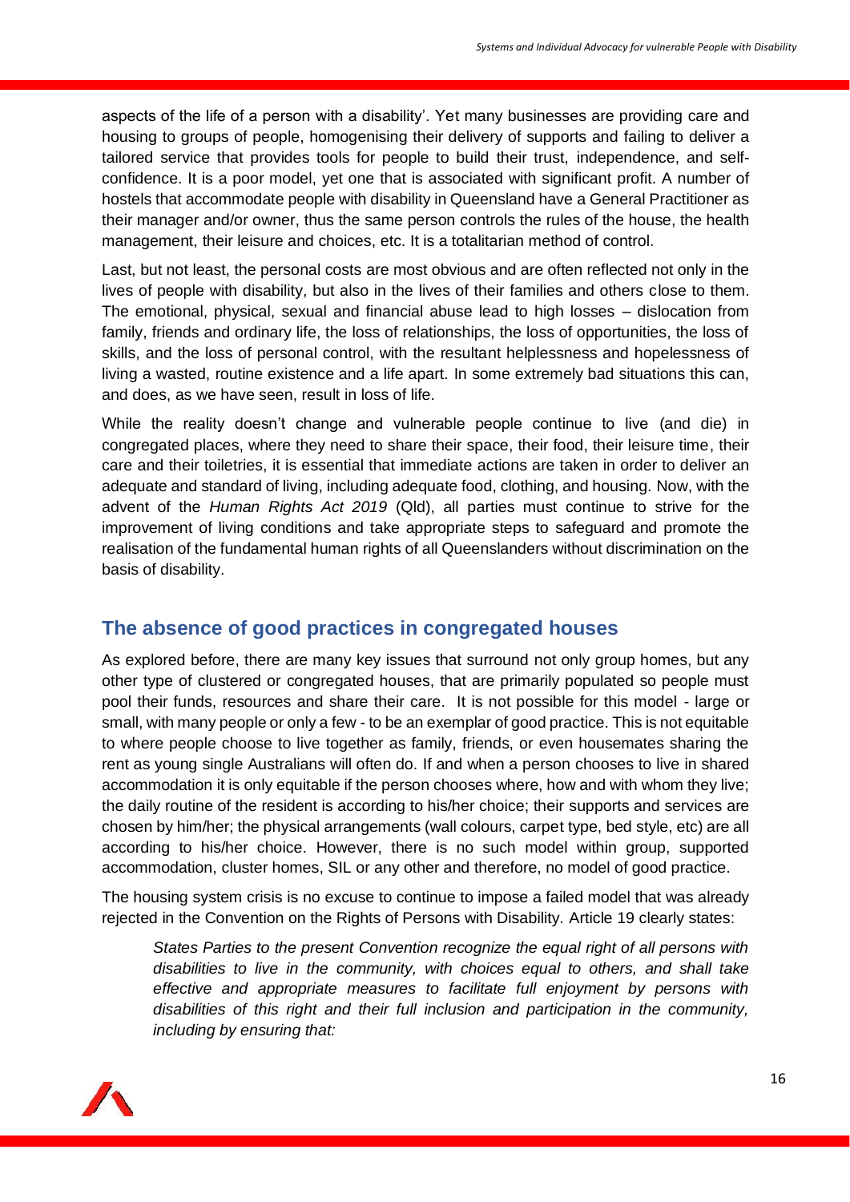aspects of the life of a person with a disability'. Yet many businesses are providing care and housing to groups of people, homogenising their delivery of supports and failing to deliver a tailored service that provides tools for people to build their trust, independence, and self-confidence. It is a poor model, yet one that is associated with significant profit. A number of hostels that accommodate people with disability in Queensland have a General Practitioner as their manager and/or owner, thus the same person controls the rules of the house, the health management, their leisure and choices, etc. It is a totalitarian method of control.

Last, but not least, the personal costs are most obvious and are often reflected not only in the lives of people with disability, but also in the lives of their families and others close to them. The emotional, physical, sexual and financial abuse lead to high losses – dislocation from family, friends and ordinary life, the loss of relationships, the loss of opportunities, the loss of skills, and the loss of personal control, with the resultant helplessness and hopelessness of living a wasted, routine existence and a life apart. In some extremely bad situations this can, and does, as we have seen, result in loss of life.

While the reality doesn't change and vulnerable people continue to live (and die) in congregated places, where they need to share their space, their food, their leisure time, their care and their toiletries, it is essential that immediate actions are taken in order to deliver an adequate and standard of living, including adequate food, clothing, and housing. Now, with the advent of the *Human Rights Act 2019* (Qld), all parties must continue to strive for the improvement of living conditions and take appropriate steps to safeguard and promote the realisation of the fundamental human rights of all Queenslanders without discrimination on the basis of disability.

## The absence of good practices in congregated houses

As explored before, there are many key issues that surround not only group homes, but any other type of clustered or congregated houses, that are primarily populated so people must pool their funds, resources and share their care. It is not possible for this model - large or small, with many people or only a few - to be an exemplar of good practice. This is not equitable to where people choose to live together as family, friends, or even housemates sharing the rent as young single Australians will often do. If and when a person chooses to live in shared accommodation it is only equitable if the person chooses where, how and with whom they live; the daily routine of the resident is according to his/her choice; their supports and services are chosen by him/her; the physical arrangements (wall colours, carpet type, bed style, etc) are all according to his/her choice. However, there is no such model within group, supported accommodation, cluster homes, SIL or any other and therefore, no model of good practice.

The housing system crisis is no excuse to continue to impose a failed model that was already rejected in the Convention on the Rights of Persons with Disability. Article 19 clearly states:

> *States Parties to the present Convention recognize the equal right of all persons with disabilities to live in the community, with choices equal to others, and shall take effective and appropriate measures to facilitate full enjoyment by persons with disabilities of this right and their full inclusion and participation in the community, including by ensuring that:*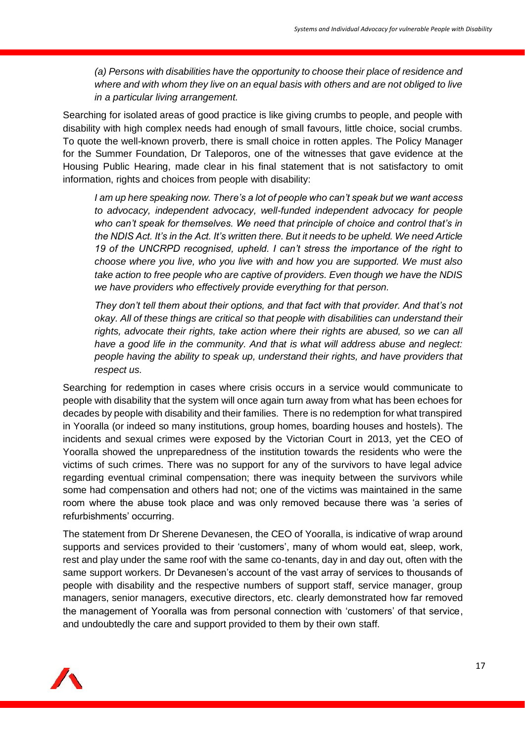*(a) Persons with disabilities have the opportunity to choose their place of residence and where and with whom they live on an equal basis with others and are not obliged to live in a particular living arrangement.*

Searching for isolated areas of good practice is like giving crumbs to people, and people with disability with high complex needs had enough of small favours, little choice, social crumbs. To quote the well-known proverb, there is small choice in rotten apples. The Policy Manager for the Summer Foundation, Dr Taleporos, one of the witnesses that gave evidence at the Housing Public Hearing, made clear in his final statement that is not satisfactory to omit information, rights and choices from people with disability:

> *I am up here speaking now. There's a lot of people who can't speak but we want access to advocacy, independent advocacy, well-funded independent advocacy for people who can't speak for themselves. We need that principle of choice and control that's in the NDIS Act. It's in the Act. It's written there. But it needs to be upheld. We need Article 19 of the UNCRPD recognised, upheld. I can't stress the importance of the right to choose where you live, who you live with and how you are supported. We must also take action to free people who are captive of providers. Even though we have the NDIS we have providers who effectively provide everything for that person.*
>
> *They don't tell them about their options, and that fact with that provider. And that's not okay. All of these things are critical so that people with disabilities can understand their rights, advocate their rights, take action where their rights are abused, so we can all have a good life in the community. And that is what will address abuse and neglect: people having the ability to speak up, understand their rights, and have providers that respect us.*

Searching for redemption in cases where crisis occurs in a service would communicate to people with disability that the system will once again turn away from what has been echoes for decades by people with disability and their families. There is no redemption for what transpired in Yooralla (or indeed so many institutions, group homes, boarding houses and hostels). The incidents and sexual crimes were exposed by the Victorian Court in 2013, yet the CEO of Yooralla showed the unpreparedness of the institution towards the residents who were the victims of such crimes. There was no support for any of the survivors to have legal advice regarding eventual criminal compensation; there was inequity between the survivors while some had compensation and others had not; one of the victims was maintained in the same room where the abuse took place and was only removed because there was 'a series of refurbishments' occurring.

The statement from Dr Sherene Devanesen, the CEO of Yooralla, is indicative of wrap around supports and services provided to their 'customers', many of whom would eat, sleep, work, rest and play under the same roof with the same co-tenants, day in and day out, often with the same support workers. Dr Devanesen's account of the vast array of services to thousands of people with disability and the respective numbers of support staff, service manager, group managers, senior managers, executive directors, etc. clearly demonstrated how far removed the management of Yooralla was from personal connection with 'customers' of that service, and undoubtedly the care and support provided to them by their own staff.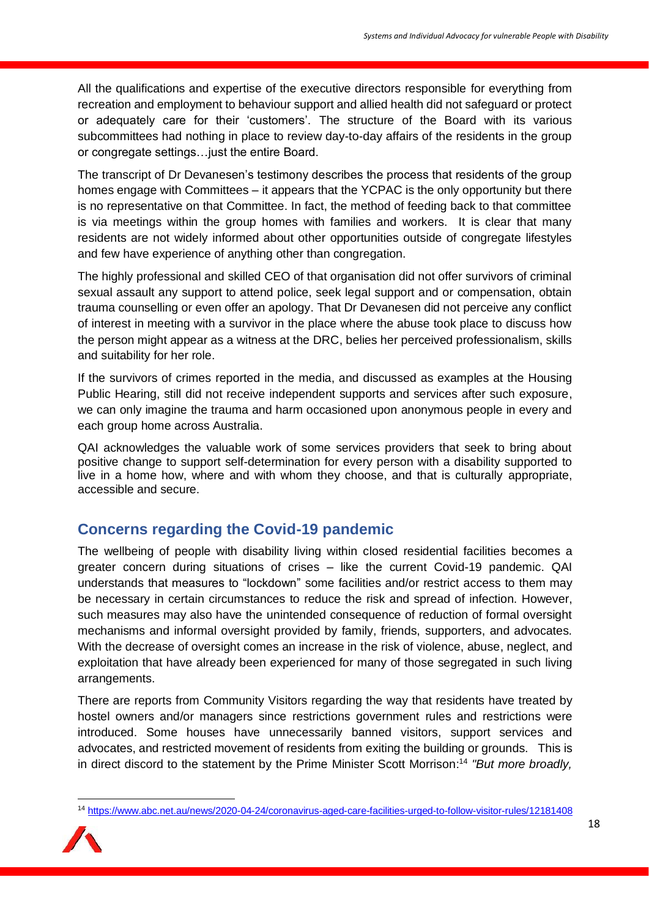All the qualifications and expertise of the executive directors responsible for everything from recreation and employment to behaviour support and allied health did not safeguard or protect or adequately care for their 'customers'. The structure of the Board with its various subcommittees had nothing in place to review day-to-day affairs of the residents in the group or congregate settings…just the entire Board.

The transcript of Dr Devanesen's testimony describes the process that residents of the group homes engage with Committees – it appears that the YCPAC is the only opportunity but there is no representative on that Committee. In fact, the method of feeding back to that committee is via meetings within the group homes with families and workers. It is clear that many residents are not widely informed about other opportunities outside of congregate lifestyles and few have experience of anything other than congregation.

The highly professional and skilled CEO of that organisation did not offer survivors of criminal sexual assault any support to attend police, seek legal support and or compensation, obtain trauma counselling or even offer an apology. That Dr Devanesen did not perceive any conflict of interest in meeting with a survivor in the place where the abuse took place to discuss how the person might appear as a witness at the DRC, belies her perceived professionalism, skills and suitability for her role.

If the survivors of crimes reported in the media, and discussed as examples at the Housing Public Hearing, still did not receive independent supports and services after such exposure, we can only imagine the trauma and harm occasioned upon anonymous people in every and each group home across Australia.

QAI acknowledges the valuable work of some services providers that seek to bring about positive change to support self-determination for every person with a disability supported to live in a home how, where and with whom they choose, and that is culturally appropriate, accessible and secure.

## Concerns regarding the Covid-19 pandemic

The wellbeing of people with disability living within closed residential facilities becomes a greater concern during situations of crises – like the current Covid-19 pandemic. QAI understands that measures to "lockdown" some facilities and/or restrict access to them may be necessary in certain circumstances to reduce the risk and spread of infection. However, such measures may also have the unintended consequence of reduction of formal oversight mechanisms and informal oversight provided by family, friends, supporters, and advocates. With the decrease of oversight comes an increase in the risk of violence, abuse, neglect, and exploitation that have already been experienced for many of those segregated in such living arrangements.

There are reports from Community Visitors regarding the way that residents have treated by hostel owners and/or managers since restrictions government rules and restrictions were introduced. Some houses have unnecessarily banned visitors, support services and advocates, and restricted movement of residents from exiting the building or grounds. This is in direct discord to the statement by the Prime Minister Scott Morrison:[14] *"But more broadly,*

[14] https://www.abc.net.au/news/2020-04-24/coronavirus-aged-care-facilities-urged-to-follow-visitor-rules/12181408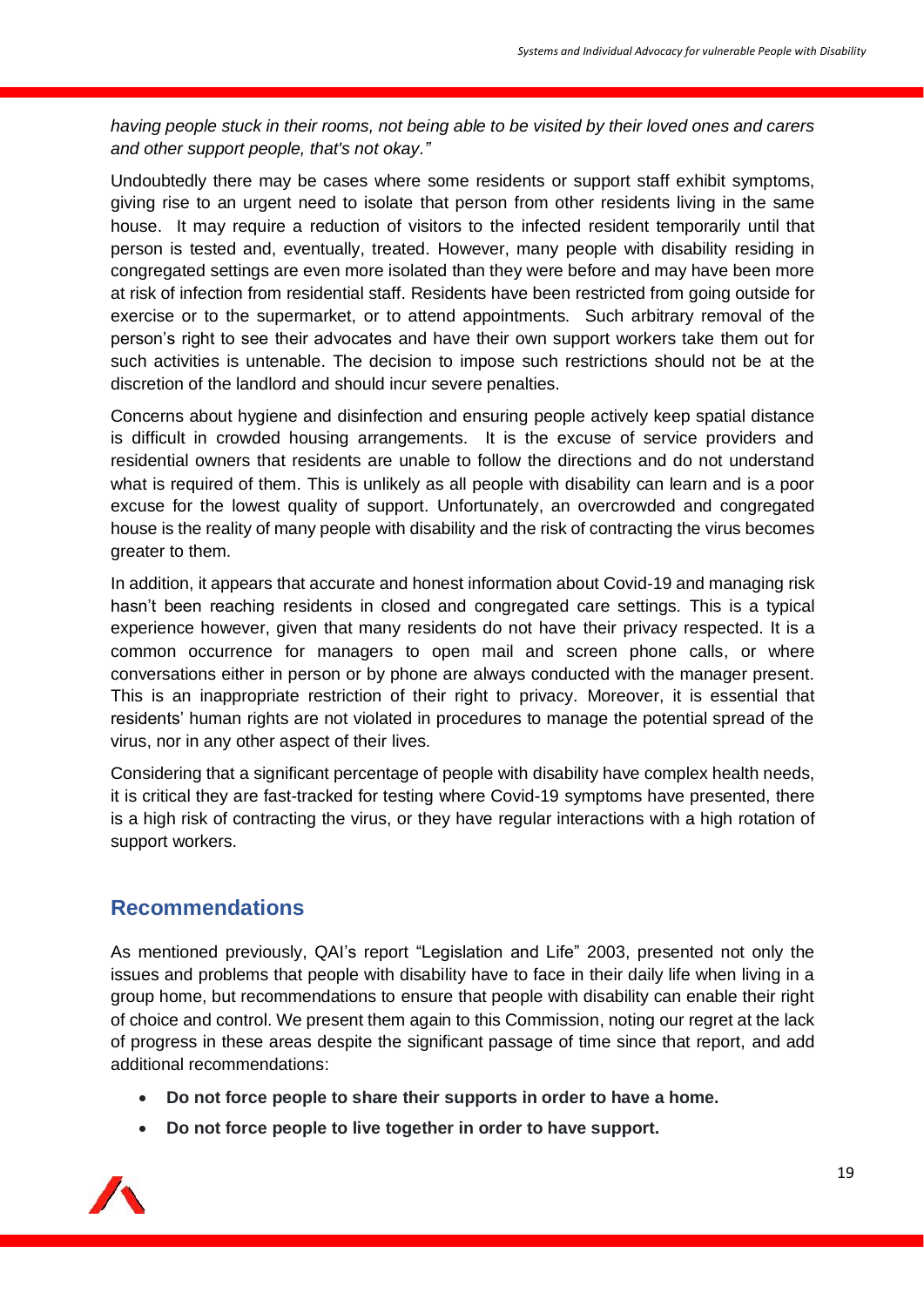*having people stuck in their rooms, not being able to be visited by their loved ones and carers and other support people, that's not okay."*

Undoubtedly there may be cases where some residents or support staff exhibit symptoms, giving rise to an urgent need to isolate that person from other residents living in the same house. It may require a reduction of visitors to the infected resident temporarily until that person is tested and, eventually, treated. However, many people with disability residing in congregated settings are even more isolated than they were before and may have been more at risk of infection from residential staff. Residents have been restricted from going outside for exercise or to the supermarket, or to attend appointments. Such arbitrary removal of the person's right to see their advocates and have their own support workers take them out for such activities is untenable. The decision to impose such restrictions should not be at the discretion of the landlord and should incur severe penalties.

Concerns about hygiene and disinfection and ensuring people actively keep spatial distance is difficult in crowded housing arrangements. It is the excuse of service providers and residential owners that residents are unable to follow the directions and do not understand what is required of them. This is unlikely as all people with disability can learn and is a poor excuse for the lowest quality of support. Unfortunately, an overcrowded and congregated house is the reality of many people with disability and the risk of contracting the virus becomes greater to them.

In addition, it appears that accurate and honest information about Covid-19 and managing risk hasn't been reaching residents in closed and congregated care settings. This is a typical experience however, given that many residents do not have their privacy respected. It is a common occurrence for managers to open mail and screen phone calls, or where conversations either in person or by phone are always conducted with the manager present. This is an inappropriate restriction of their right to privacy. Moreover, it is essential that residents' human rights are not violated in procedures to manage the potential spread of the virus, nor in any other aspect of their lives.

Considering that a significant percentage of people with disability have complex health needs, it is critical they are fast-tracked for testing where Covid-19 symptoms have presented, there is a high risk of contracting the virus, or they have regular interactions with a high rotation of support workers.

## Recommendations

As mentioned previously, QAI's report "Legislation and Life" 2003, presented not only the issues and problems that people with disability have to face in their daily life when living in a group home, but recommendations to ensure that people with disability can enable their right of choice and control. We present them again to this Commission, noting our regret at the lack of progress in these areas despite the significant passage of time since that report, and add additional recommendations:

- **Do not force people to share their supports in order to have a home.**
- **Do not force people to live together in order to have support.**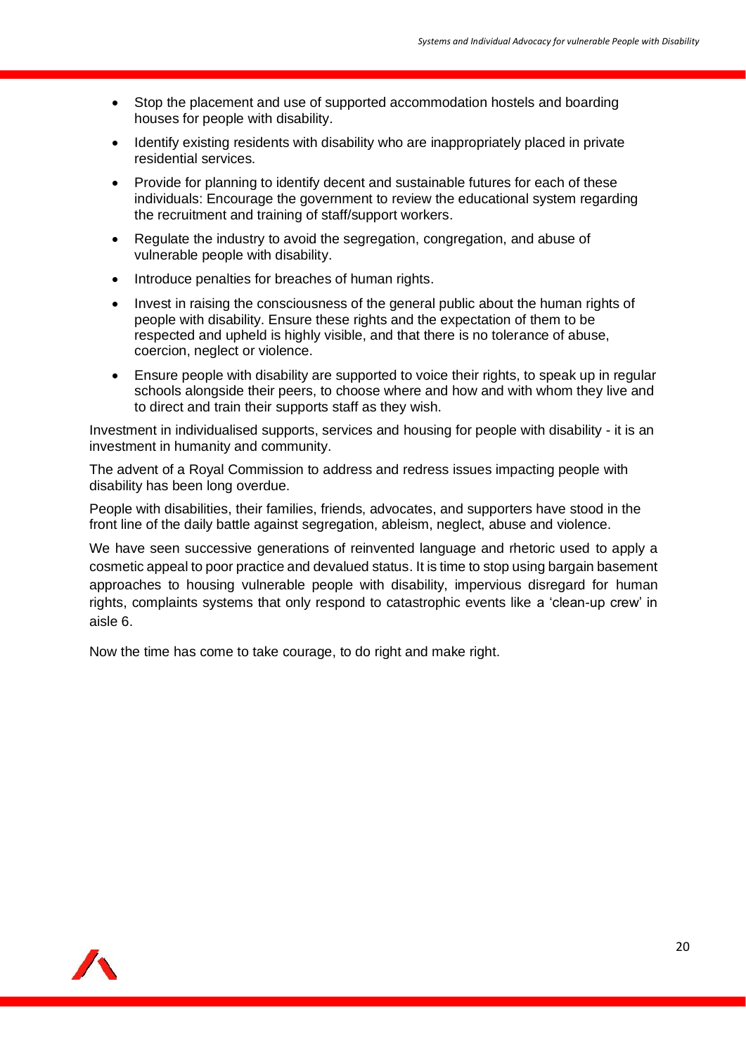- Stop the placement and use of supported accommodation hostels and boarding houses for people with disability.
- Identify existing residents with disability who are inappropriately placed in private residential services.
- Provide for planning to identify decent and sustainable futures for each of these individuals: Encourage the government to review the educational system regarding the recruitment and training of staff/support workers.
- Regulate the industry to avoid the segregation, congregation, and abuse of vulnerable people with disability.
- Introduce penalties for breaches of human rights.
- Invest in raising the consciousness of the general public about the human rights of people with disability. Ensure these rights and the expectation of them to be respected and upheld is highly visible, and that there is no tolerance of abuse, coercion, neglect or violence.
- Ensure people with disability are supported to voice their rights, to speak up in regular schools alongside their peers, to choose where and how and with whom they live and to direct and train their supports staff as they wish.

Investment in individualised supports, services and housing for people with disability - it is an investment in humanity and community.

The advent of a Royal Commission to address and redress issues impacting people with disability has been long overdue.

People with disabilities, their families, friends, advocates, and supporters have stood in the front line of the daily battle against segregation, ableism, neglect, abuse and violence.

We have seen successive generations of reinvented language and rhetoric used to apply a cosmetic appeal to poor practice and devalued status. It is time to stop using bargain basement approaches to housing vulnerable people with disability, impervious disregard for human rights, complaints systems that only respond to catastrophic events like a 'clean-up crew' in aisle 6.

Now the time has come to take courage, to do right and make right.